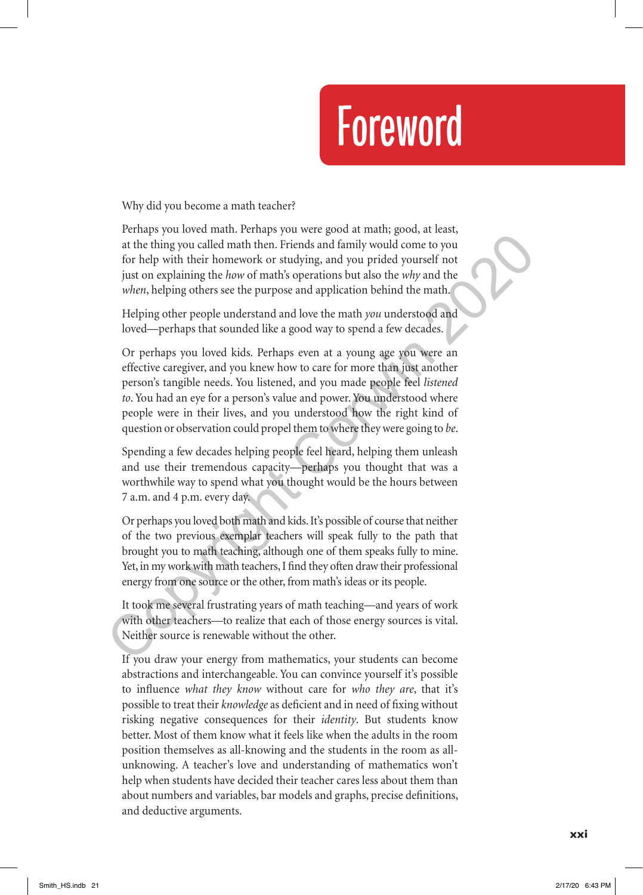# Foreword

Why did you become a math teacher?

Perhaps you loved math. Perhaps you were good at math; good, at least, at the thing you called math then. Friends and family would come to you for help with their homework or studying, and you prided yourself not just on explaining the *how* of math's operations but also the *why* and the *when*, helping others see the purpose and application behind the math.

Helping other people understand and love the math *you* understood and loved—perhaps that sounded like a good way to spend a few decades.

Or perhaps you loved kids. Perhaps even at a young age you were an effective caregiver, and you knew how to care for more than just another person's tangible needs. You listened, and you made people feel *listened to*. You had an eye for a person's value and power. You understood where people were in their lives, and you understood how the right kind of question or observation could propel them to where they were going to *be*.

Spending a few decades helping people feel heard, helping them unleash and use their tremendous capacity—perhaps you thought that was a worthwhile way to spend what you thought would be the hours between 7 a.m. and 4 p.m. every day.

Or perhaps you loved both math and kids. It's possible of course that neither of the two previous exemplar teachers will speak fully to the path that brought you to math teaching, although one of them speaks fully to mine. Yet, in my work with math teachers, I find they often draw their professional energy from one source or the other, from math's ideas or its people.

It took me several frustrating years of math teaching—and years of work with other teachers—to realize that each of those energy sources is vital. Neither source is renewable without the other.

If you draw your energy from mathematics, your students can become abstractions and interchangeable. You can convince yourself it's possible to influence *what they know* without care for *who they are*, that it's possible to treat their *knowledge* as deficient and in need of fixing without risking negative consequences for their *identity*. But students know better. Most of them know what it feels like when the adults in the room position themselves as all-knowing and the students in the room as all-unknowing. A teacher's love and understanding of mathematics won't help when students have decided their teacher cares less about them than about numbers and variables, bar models and graphs, precise definitions, and deductive arguments.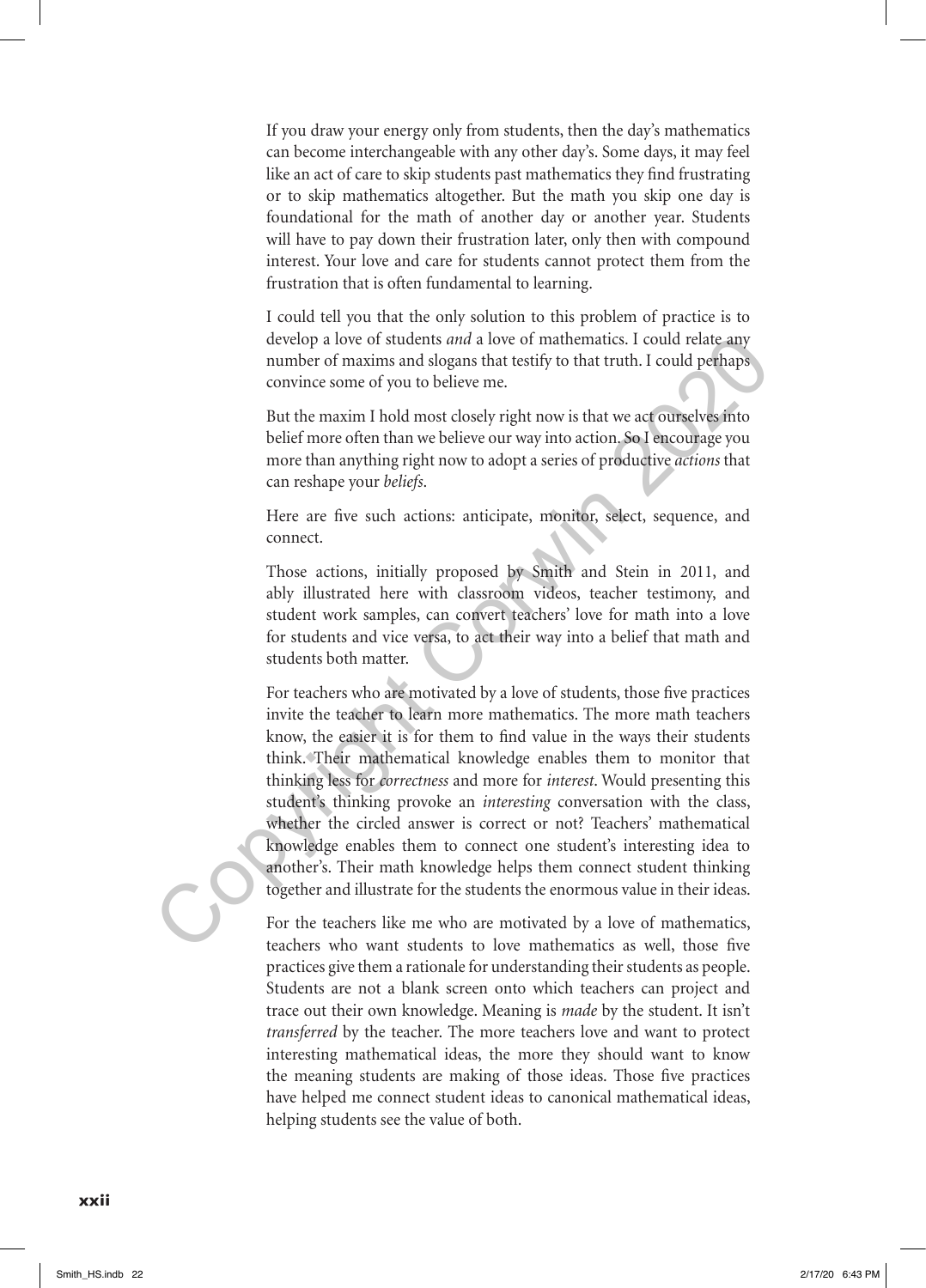If you draw your energy only from students, then the day's mathematics can become interchangeable with any other day's. Some days, it may feel like an act of care to skip students past mathematics they find frustrating or to skip mathematics altogether. But the math you skip one day is foundational for the math of another day or another year. Students will have to pay down their frustration later, only then with compound interest. Your love and care for students cannot protect them from the frustration that is often fundamental to learning.

I could tell you that the only solution to this problem of practice is to develop a love of students *and* a love of mathematics. I could relate any number of maxims and slogans that testify to that truth. I could perhaps convince some of you to believe me.

But the maxim I hold most closely right now is that we act ourselves into belief more often than we believe our way into action. So I encourage you more than anything right now to adopt a series of productive *actions* that can reshape your *beliefs*.

Here are five such actions: anticipate, monitor, select, sequence, and connect.

Those actions, initially proposed by Smith and Stein in 2011, and ably illustrated here with classroom videos, teacher testimony, and student work samples, can convert teachers' love for math into a love for students and vice versa, to act their way into a belief that math and students both matter.

For teachers who are motivated by a love of students, those five practices invite the teacher to learn more mathematics. The more math teachers know, the easier it is for them to find value in the ways their students think. Their mathematical knowledge enables them to monitor that thinking less for *correctness* and more for *interest*. Would presenting this student's thinking provoke an *interesting* conversation with the class, whether the circled answer is correct or not? Teachers' mathematical knowledge enables them to connect one student's interesting idea to another's. Their math knowledge helps them connect student thinking together and illustrate for the students the enormous value in their ideas.

For the teachers like me who are motivated by a love of mathematics, teachers who want students to love mathematics as well, those five practices give them a rationale for understanding their students as people. Students are not a blank screen onto which teachers can project and trace out their own knowledge. Meaning is *made* by the student. It isn't *transferred* by the teacher. The more teachers love and want to protect interesting mathematical ideas, the more they should want to know the meaning students are making of those ideas. Those five practices have helped me connect student ideas to canonical mathematical ideas, helping students see the value of both.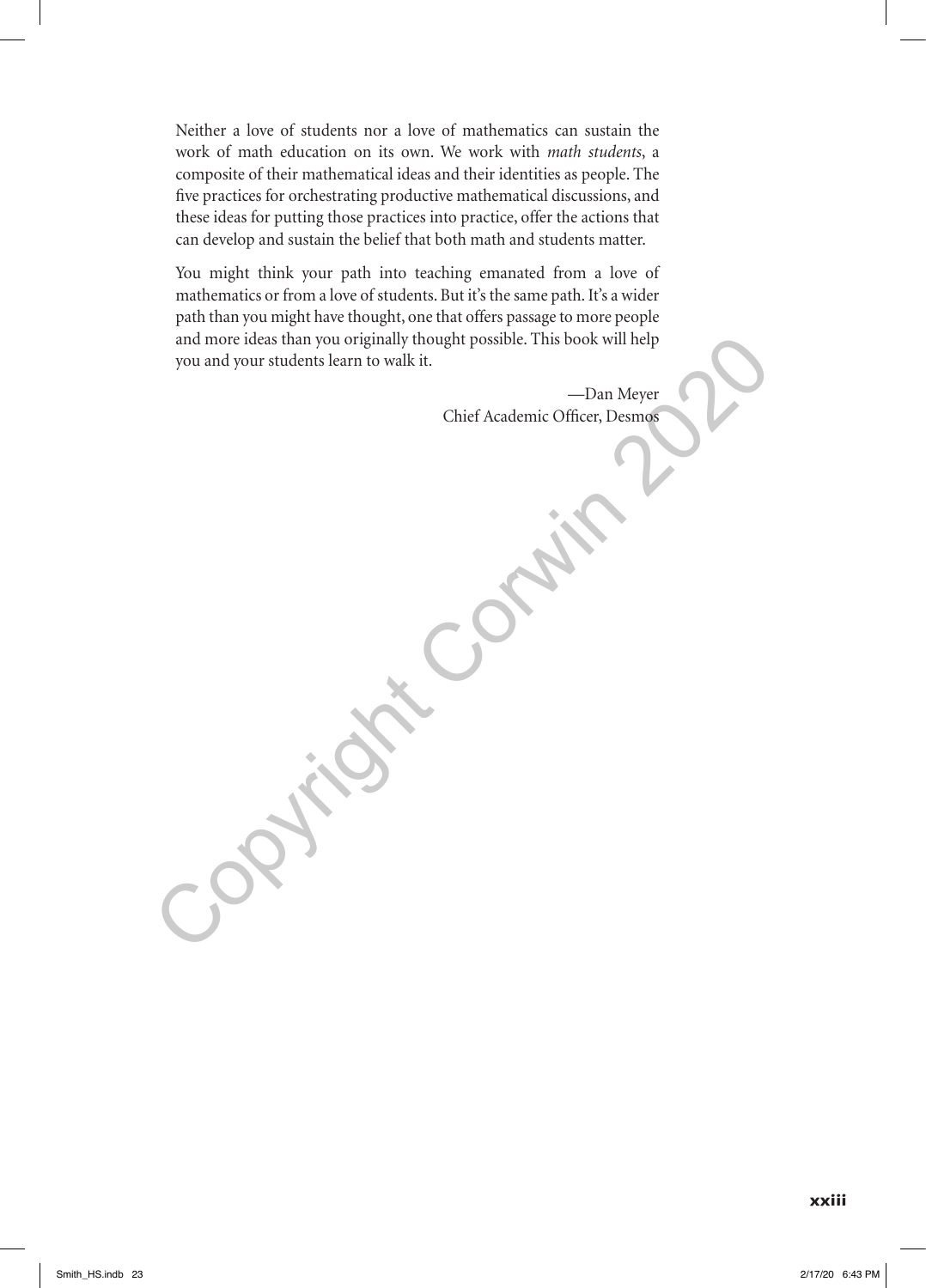Neither a love of students nor a love of mathematics can sustain the work of math education on its own. We work with *math students*, a composite of their mathematical ideas and their identities as people. The five practices for orchestrating productive mathematical discussions, and these ideas for putting those practices into practice, offer the actions that can develop and sustain the belief that both math and students matter.

You might think your path into teaching emanated from a love of mathematics or from a love of students. But it's the same path. It's a wider path than you might have thought, one that offers passage to more people and more ideas than you originally thought possible. This book will help you and your students learn to walk it.

—Dan Meyer
Chief Academic Officer, Desmos